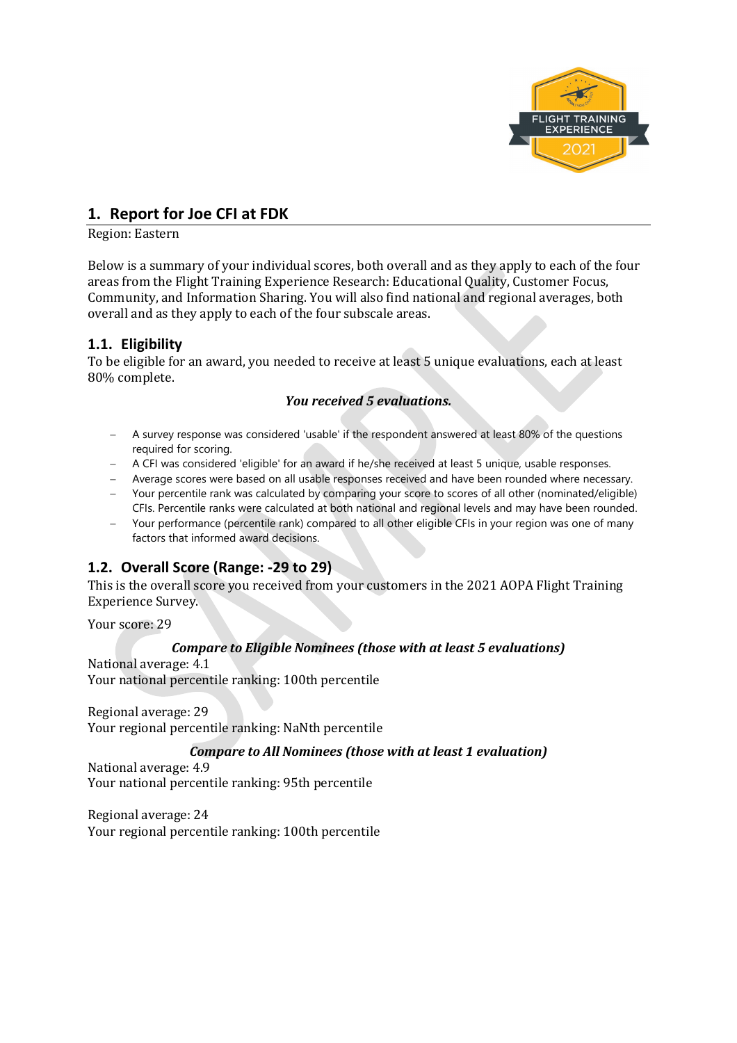## 1. Report for Joe CFI at FDK

Region: Eastern

Below is a summary of your individual scores, both overall and as they apply to each of the four areas from the Flight Training Experience Research: Educational Quality, Customer Focus, Community, and Information Sharing. You will also find national and regional averages, both overall and as they apply to each of the four subscale areas.

### 1.1. Eligibility

To be eligible for an award, you needed to receive at least 5 unique evaluations, each at least 80% complete.

***You received 5 evaluations.***

- A survey response was considered 'usable' if the respondent answered at least 80% of the questions required for scoring.
- A CFI was considered 'eligible' for an award if he/she received at least 5 unique, usable responses.
- Average scores were based on all usable responses received and have been rounded where necessary.
- Your percentile rank was calculated by comparing your score to scores of all other (nominated/eligible) CFIs. Percentile ranks were calculated at both national and regional levels and may have been rounded.
- Your performance (percentile rank) compared to all other eligible CFIs in your region was one of many factors that informed award decisions.

### 1.2. Overall Score (Range: -29 to 29)

This is the overall score you received from your customers in the 2021 AOPA Flight Training Experience Survey.

Your score: 29

***Compare to Eligible Nominees (those with at least 5 evaluations)***

National average: 4.1
Your national percentile ranking: 100th percentile

Regional average: 29
Your regional percentile ranking: NaNth percentile

***Compare to All Nominees (those with at least 1 evaluation)***

National average: 4.9
Your national percentile ranking: 95th percentile

Regional average: 24
Your regional percentile ranking: 100th percentile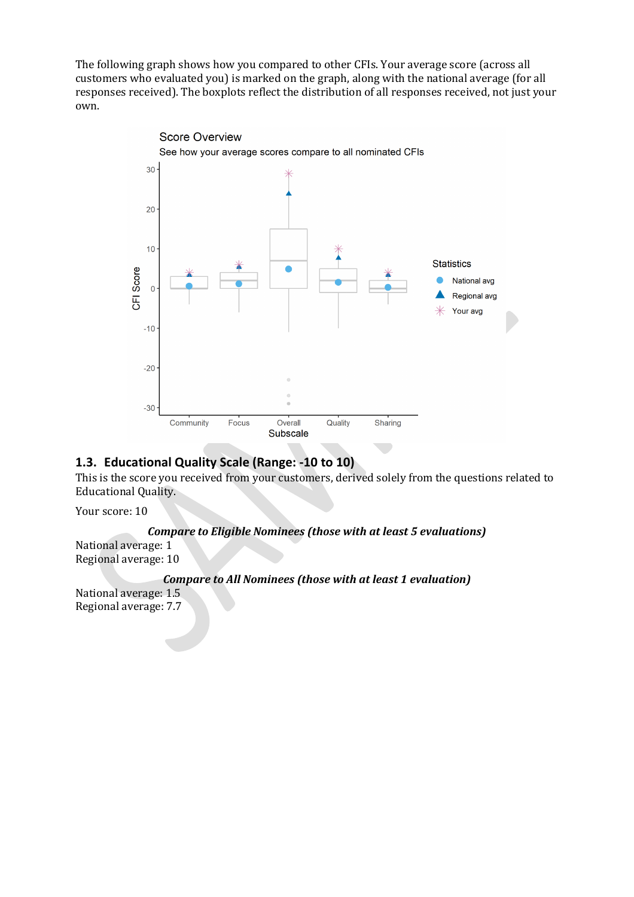The following graph shows how you compared to other CFIs. Your average score (across all customers who evaluated you) is marked on the graph, along with the national average (for all responses received). The boxplots reflect the distribution of all responses received, not just your own.

## 1.3. Educational Quality Scale (Range: -10 to 10)

This is the score you received from your customers, derived solely from the questions related to Educational Quality.

Your score: 10

*Compare to Eligible Nominees (those with at least 5 evaluations)*

National average: 1
Regional average: 10

*Compare to All Nominees (those with at least 1 evaluation)*

National average: 1.5
Regional average: 7.7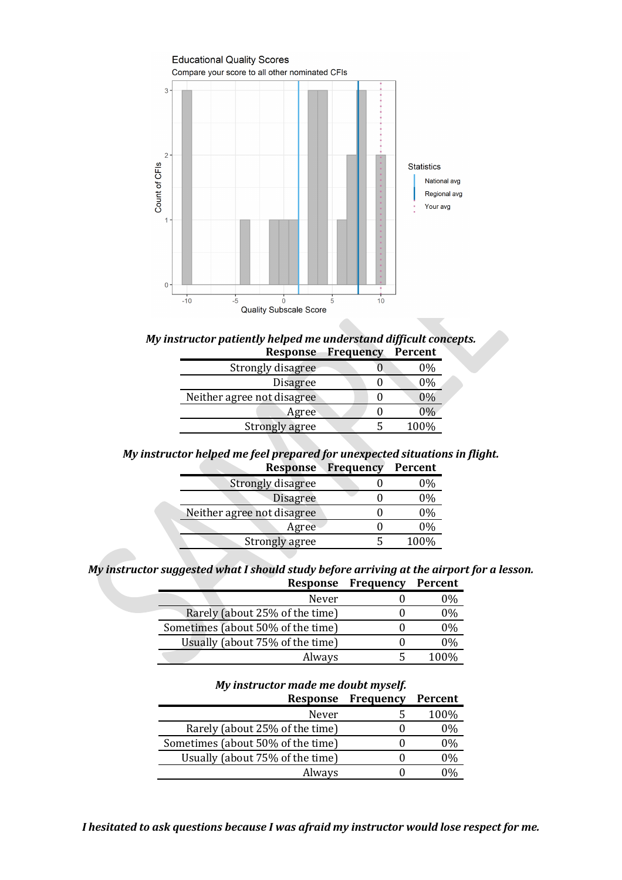Educational Quality Scores

Compare your score to all other nominated CFIs

Statistics
- National avg
- Regional avg
- Your avg

Count of CFIs

Quality Subscale Score

*My instructor patiently helped me understand difficult concepts.*

| Response | Frequency | Percent |
|---|---|---|
| Strongly disagree | 0 | 0% |
| Disagree | 0 | 0% |
| Neither agree not disagree | 0 | 0% |
| Agree | 0 | 0% |
| Strongly agree | 5 | 100% |

*My instructor helped me feel prepared for unexpected situations in flight.*

| Response | Frequency | Percent |
|---|---|---|
| Strongly disagree | 0 | 0% |
| Disagree | 0 | 0% |
| Neither agree not disagree | 0 | 0% |
| Agree | 0 | 0% |
| Strongly agree | 5 | 100% |

*My instructor suggested what I should study before arriving at the airport for a lesson.*

| Response | Frequency | Percent |
|---|---|---|
| Never | 0 | 0% |
| Rarely (about 25% of the time) | 0 | 0% |
| Sometimes (about 50% of the time) | 0 | 0% |
| Usually (about 75% of the time) | 0 | 0% |
| Always | 5 | 100% |

*My instructor made me doubt myself.*

| Response | Frequency | Percent |
|---|---|---|
| Never | 5 | 100% |
| Rarely (about 25% of the time) | 0 | 0% |
| Sometimes (about 50% of the time) | 0 | 0% |
| Usually (about 75% of the time) | 0 | 0% |
| Always | 0 | 0% |

*I hesitated to ask questions because I was afraid my instructor would lose respect for me.*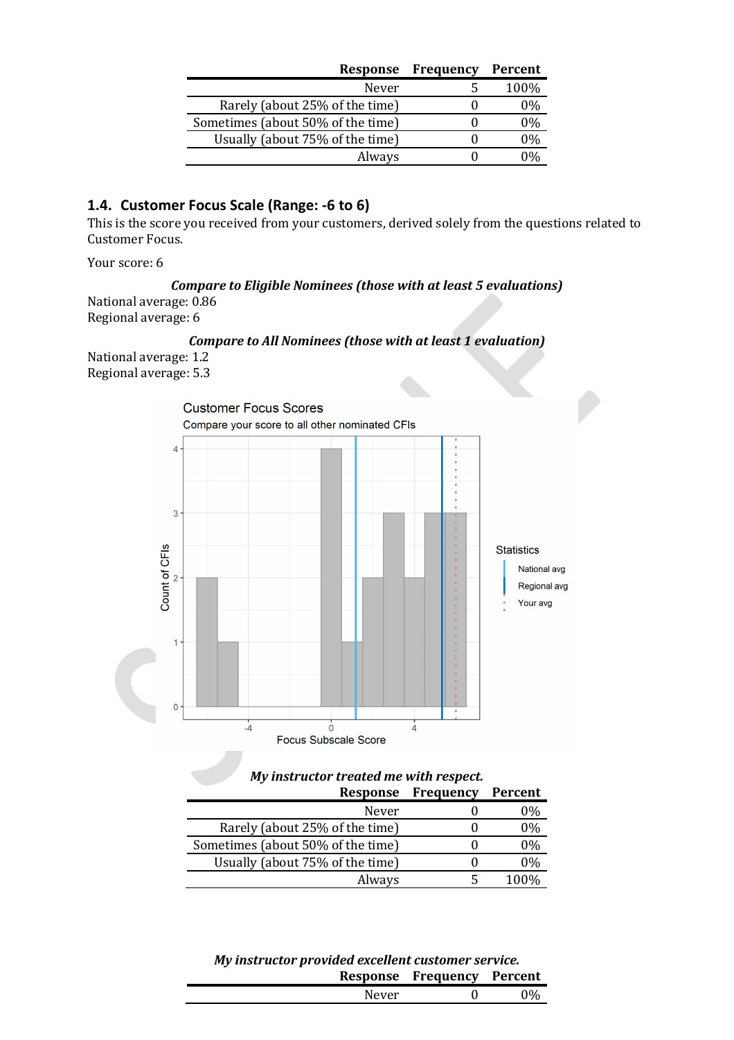| Response | Frequency | Percent |
|---|---|---|
| Never | 5 | 100% |
| Rarely (about 25% of the time) | 0 | 0% |
| Sometimes (about 50% of the time) | 0 | 0% |
| Usually (about 75% of the time) | 0 | 0% |
| Always | 0 | 0% |

### 1.4. Customer Focus Scale (Range: -6 to 6)

This is the score you received from your customers, derived solely from the questions related to Customer Focus.

Your score: 6

***Compare to Eligible Nominees (those with at least 5 evaluations)***

National average: 0.86
Regional average: 6

***Compare to All Nominees (those with at least 1 evaluation)***

National average: 1.2
Regional average: 5.3

***My instructor treated me with respect.***

| Response | Frequency | Percent |
|---|---|---|
| Never | 0 | 0% |
| Rarely (about 25% of the time) | 0 | 0% |
| Sometimes (about 50% of the time) | 0 | 0% |
| Usually (about 75% of the time) | 0 | 0% |
| Always | 5 | 100% |

***My instructor provided excellent customer service.***

| Response | Frequency | Percent |
|---|---|---|
| Never | 0 | 0% |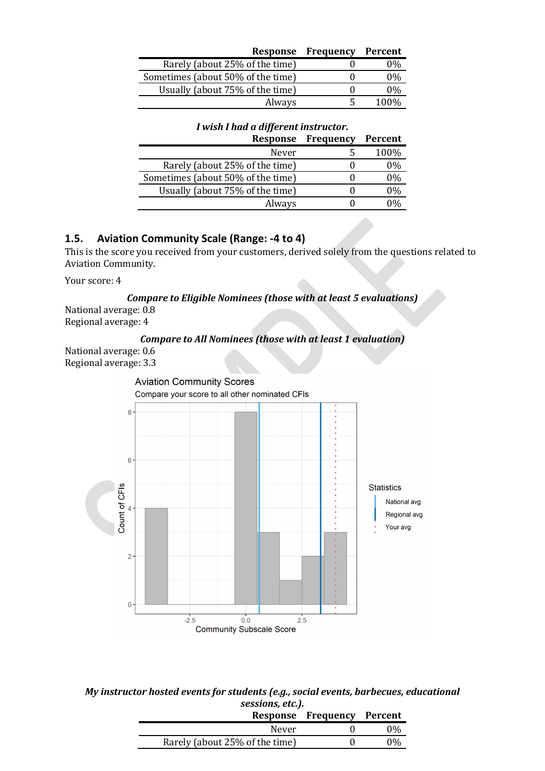| Response | Frequency | Percent |
|---|---|---|
| Rarely (about 25% of the time) | 0 | 0% |
| Sometimes (about 50% of the time) | 0 | 0% |
| Usually (about 75% of the time) | 0 | 0% |
| Always | 5 | 100% |

***I wish I had a different instructor.***

| Response | Frequency | Percent |
|---|---|---|
| Never | 5 | 100% |
| Rarely (about 25% of the time) | 0 | 0% |
| Sometimes (about 50% of the time) | 0 | 0% |
| Usually (about 75% of the time) | 0 | 0% |
| Always | 0 | 0% |

## 1.5. Aviation Community Scale (Range: -4 to 4)

This is the score you received from your customers, derived solely from the questions related to Aviation Community.

Your score: 4

***Compare to Eligible Nominees (those with at least 5 evaluations)***

National average: 0.8
Regional average: 4

***Compare to All Nominees (those with at least 1 evaluation)***

National average: 0.6
Regional average: 3.3

***My instructor hosted events for students (e.g., social events, barbecues, educational sessions, etc.).***

| Response | Frequency | Percent |
|---|---|---|
| Never | 0 | 0% |
| Rarely (about 25% of the time) | 0 | 0% |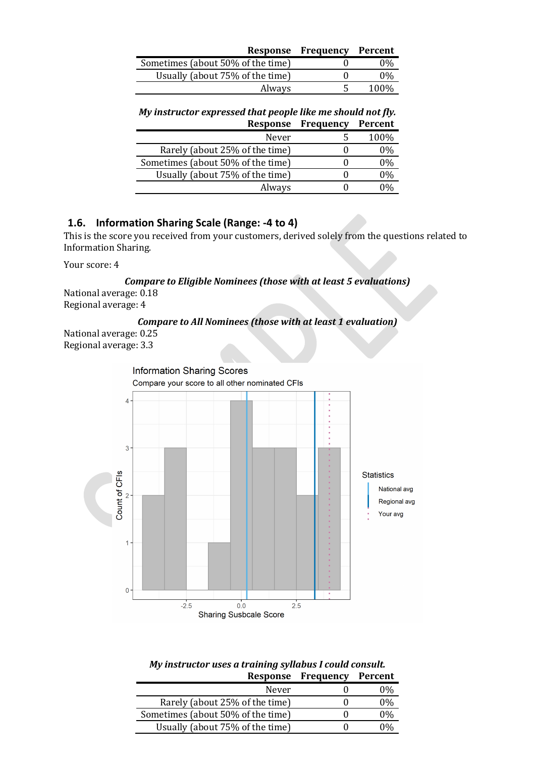| Response | Frequency | Percent |
|---|---|---|
| Sometimes (about 50% of the time) | 0 | 0% |
| Usually (about 75% of the time) | 0 | 0% |
| Always | 5 | 100% |

***My instructor expressed that people like me should not fly.***

| Response | Frequency | Percent |
|---|---|---|
| Never | 5 | 100% |
| Rarely (about 25% of the time) | 0 | 0% |
| Sometimes (about 50% of the time) | 0 | 0% |
| Usually (about 75% of the time) | 0 | 0% |
| Always | 0 | 0% |

## 1.6. Information Sharing Scale (Range: -4 to 4)

This is the score you received from your customers, derived solely from the questions related to Information Sharing.

Your score: 4

***Compare to Eligible Nominees (those with at least 5 evaluations)***

National average: 0.18
Regional average: 4

***Compare to All Nominees (those with at least 1 evaluation)***

National average: 0.25
Regional average: 3.3

Information Sharing Scores
Compare your score to all other nominated CFIs

Statistics: National avg, Regional avg, Your avg

Count of CFIs

Sharing Susbcale Score

***My instructor uses a training syllabus I could consult.***

| Response | Frequency | Percent |
|---|---|---|
| Never | 0 | 0% |
| Rarely (about 25% of the time) | 0 | 0% |
| Sometimes (about 50% of the time) | 0 | 0% |
| Usually (about 75% of the time) | 0 | 0% |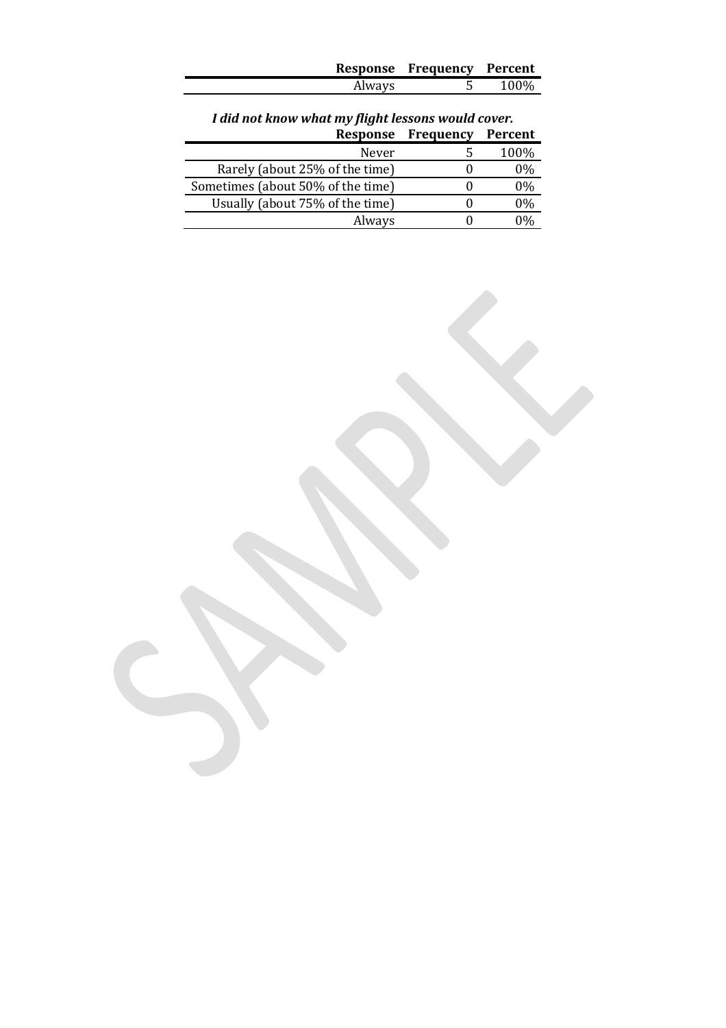| Response | Frequency | Percent |
|---|---|---|
| Always | 5 | 100% |

***I did not know what my flight lessons would cover.***

| Response | Frequency | Percent |
|---|---|---|
| Never | 5 | 100% |
| Rarely (about 25% of the time) | 0 | 0% |
| Sometimes (about 50% of the time) | 0 | 0% |
| Usually (about 75% of the time) | 0 | 0% |
| Always | 0 | 0% |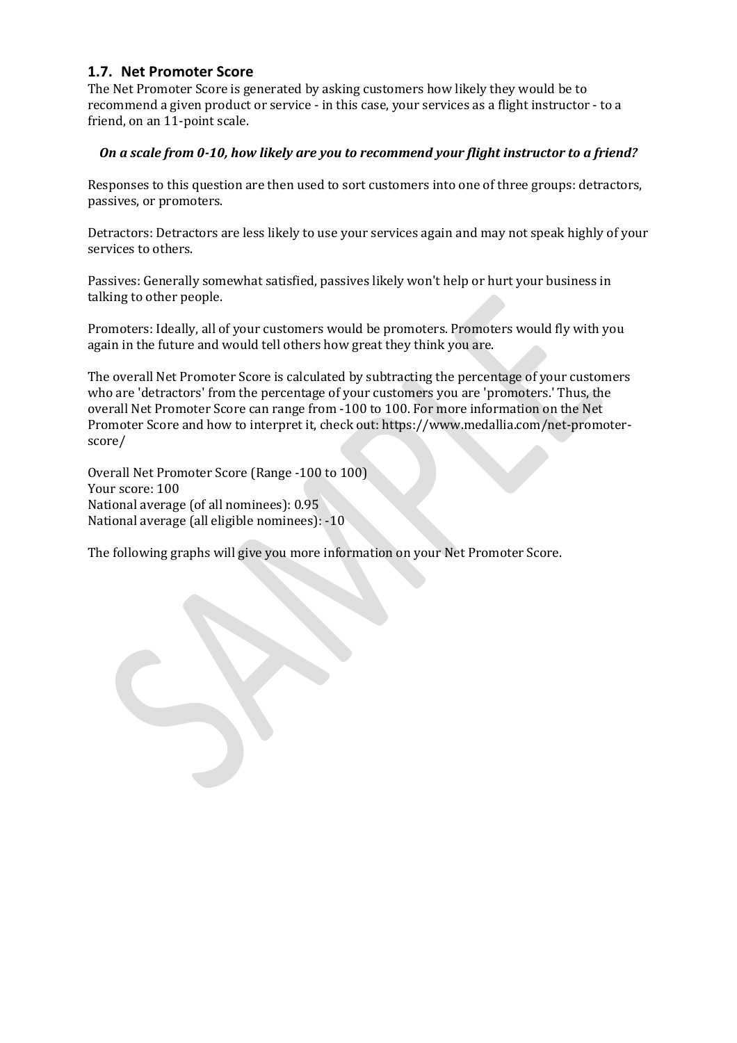## 1.7. Net Promoter Score

The Net Promoter Score is generated by asking customers how likely they would be to recommend a given product or service - in this case, your services as a flight instructor - to a friend, on an 11-point scale.

***On a scale from 0-10, how likely are you to recommend your flight instructor to a friend?***

Responses to this question are then used to sort customers into one of three groups: detractors, passives, or promoters.

Detractors: Detractors are less likely to use your services again and may not speak highly of your services to others.

Passives: Generally somewhat satisfied, passives likely won't help or hurt your business in talking to other people.

Promoters: Ideally, all of your customers would be promoters. Promoters would fly with you again in the future and would tell others how great they think you are.

The overall Net Promoter Score is calculated by subtracting the percentage of your customers who are 'detractors' from the percentage of your customers you are 'promoters.' Thus, the overall Net Promoter Score can range from -100 to 100. For more information on the Net Promoter Score and how to interpret it, check out: https://www.medallia.com/net-promoter-score/

Overall Net Promoter Score (Range -100 to 100)
Your score: 100
National average (of all nominees): 0.95
National average (all eligible nominees): -10

The following graphs will give you more information on your Net Promoter Score.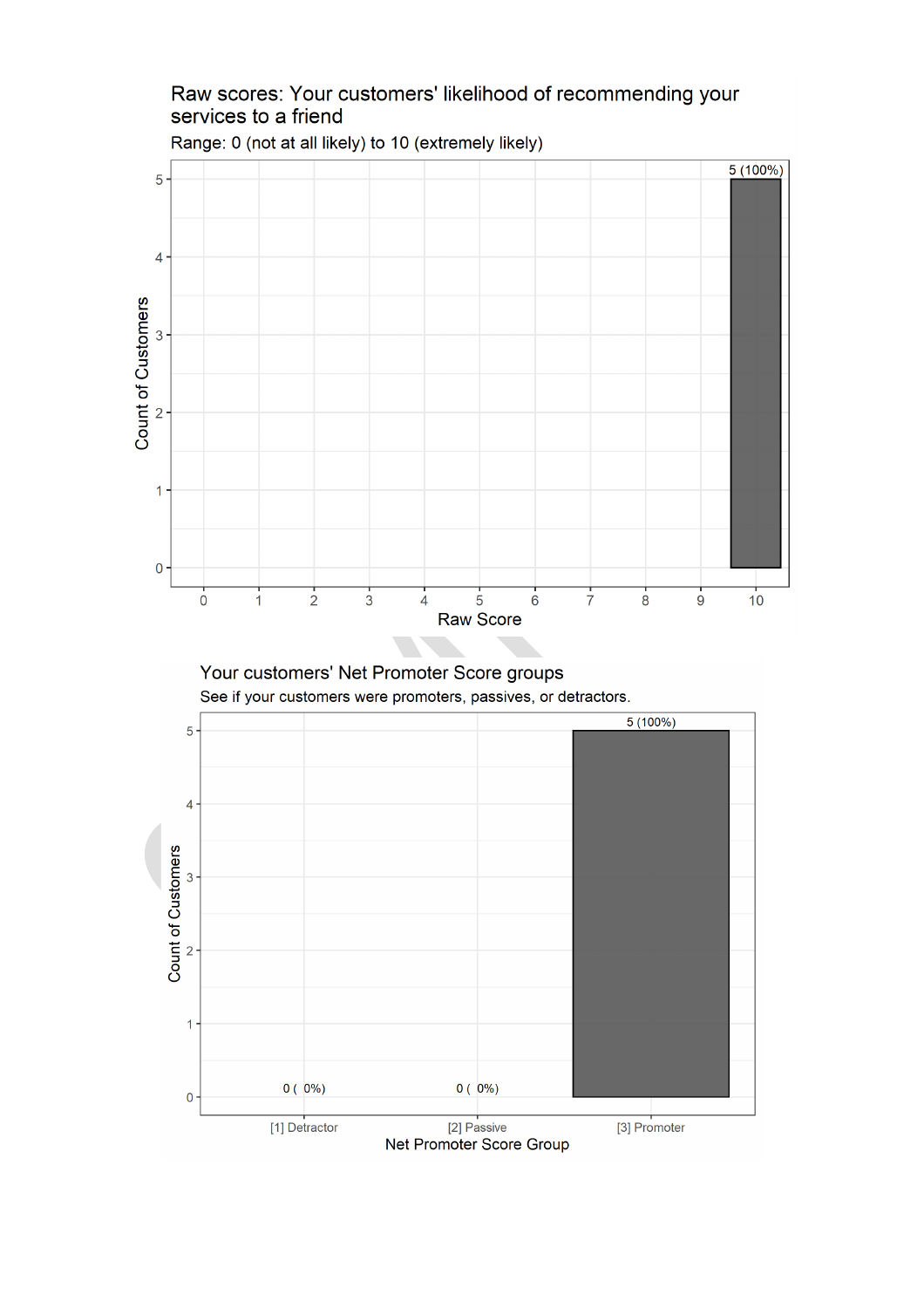Raw scores: Your customers' likelihood of recommending your services to a friend

Range: 0 (not at all likely) to 10 (extremely likely)

| Raw Score | 0 | 1 | 2 | 3 | 4 | 5 | 6 | 7 | 8 | 9 | 10 |
|---|---|---|---|---|---|---|---|---|---|---|---|
| Count of Customers | | | | | | | | | | | 5 (100%) |

Your customers' Net Promoter Score groups

See if your customers were promoters, passives, or detractors.

| Net Promoter Score Group | Count of Customers |
|---|---|
| [1] Detractor | 0 ( 0%) |
| [2] Passive | 0 ( 0%) |
| [3] Promoter | 5 (100%) |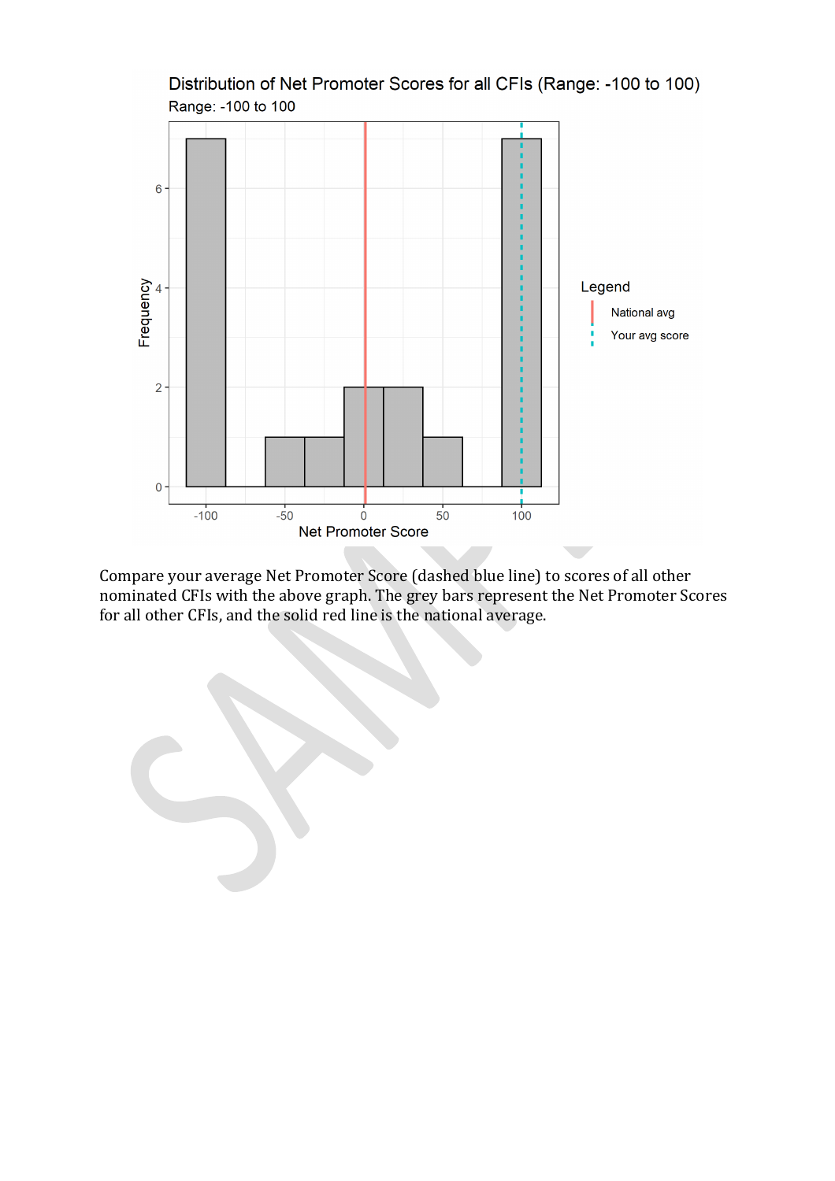Compare your average Net Promoter Score (dashed blue line) to scores of all other nominated CFIs with the above graph. The grey bars represent the Net Promoter Scores for all other CFIs, and the solid red line is the national average.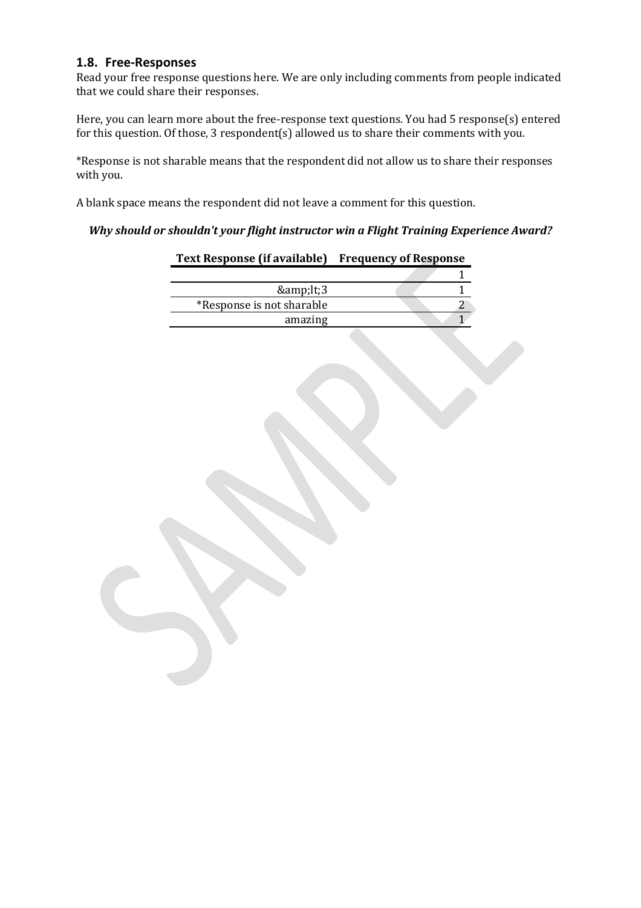## 1.8. Free-Responses

Read your free response questions here. We are only including comments from people indicated that we could share their responses.

Here, you can learn more about the free-response text questions. You had 5 response(s) entered for this question. Of those, 3 respondent(s) allowed us to share their comments with you.

*Response is not sharable means that the respondent did not allow us to share their responses with you.

A blank space means the respondent did not leave a comment for this question.

***Why should or shouldn't your flight instructor win a Flight Training Experience Award?***

| Text Response (if available) | Frequency of Response |
|---|---|
| | 1 |
| &amp;lt;3 | 1 |
| *Response is not sharable | 2 |
| amazing | 1 |